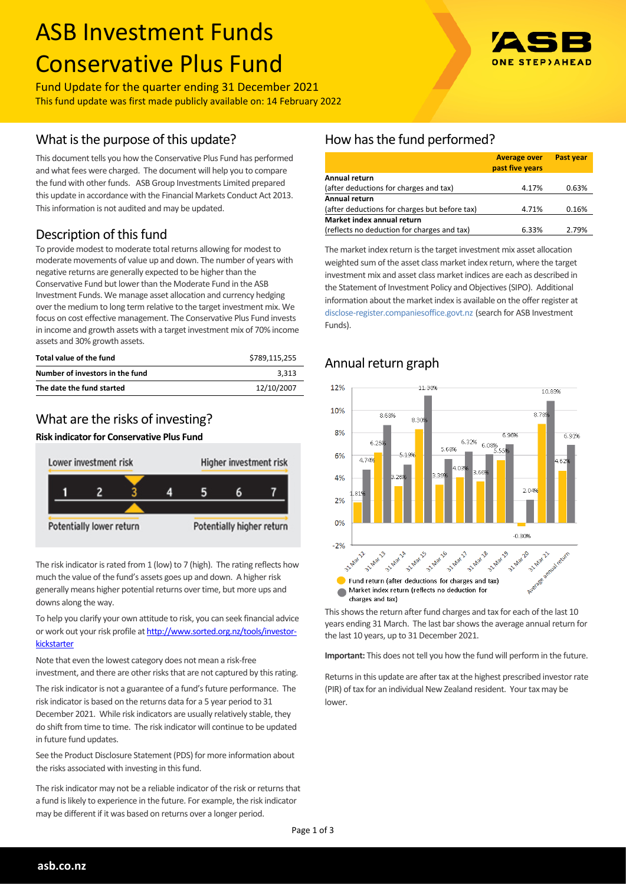# ASB Investment Funds Conservative Plus Fund

Fund Update for the quarter ending 31 December 2021

This fund update was first made publicly available on: 14 February 2022

## What is the purpose of this update?

This document tells you how the Conservative Plus Fund has performed and what fees were charged. The document will help you to compare the fund with other funds. ASB Group Investments Limited prepared this update in accordance with the Financial Markets Conduct Act 2013. This information is not audited and may be updated.

## Description of this fund

To provide modest to moderate total returns allowing for modest to moderate movements of value up and down. The number of years with negative returns are generally expected to be higher than the Conservative Fund but lower than the Moderate Fund in the ASB Investment Funds. We manage asset allocation and currency hedging over the medium to long term relative to the target investment mix. We focus on cost effective management. The Conservative Plus Fund invests in income and growth assets with a target investment mix of 70% income assets and 30% growth assets.

| | |
|---|---|
| **Total value of the fund** | $789,115,255 |
| **Number of investors in the fund** | 3,313 |
| **The date the fund started** | 12/10/2007 |

## What are the risks of investing?

**Risk indicator for Conservative Plus Fund**

Lower investment risk — Higher investment risk

1 | 2 | **3** | 4 | 5 | 6 | 7

Potentially lower return — Potentially higher return

The risk indicator is rated from 1 (low) to 7 (high). The rating reflects how much the value of the fund's assets goes up and down. A higher risk generally means higher potential returns over time, but more ups and downs along the way.

To help you clarify your own attitude to risk, you can seek financial advice or work out your risk profile at http://www.sorted.org.nz/tools/investor-kickstarter

Note that even the lowest category does not mean a risk-free investment, and there are other risks that are not captured by this rating.

The risk indicator is not a guarantee of a fund's future performance. The risk indicator is based on the returns data for a 5 year period to 31 December 2021. While risk indicators are usually relatively stable, they do shift from time to time. The risk indicator will continue to be updated in future fund updates.

See the Product Disclosure Statement (PDS) for more information about the risks associated with investing in this fund.

The risk indicator may not be a reliable indicator of the risk or returns that a fund is likely to experience in the future. For example, the risk indicator may be different if it was based on returns over a longer period.

## How has the fund performed?

| | Average over past five years | Past year |
|---|---|---|
| **Annual return**<br>(after deductions for charges and tax) | 4.17% | 0.63% |
| **Annual return**<br>(after deductions for charges but before tax) | 4.71% | 0.16% |
| **Market index annual return**<br>(reflects no deduction for charges and tax) | 6.33% | 2.79% |

The market index return is the target investment mix asset allocation weighted sum of the asset class market index return, where the target investment mix and asset class market indices are each as described in the Statement of Investment Policy and Objectives (SIPO). Additional information about the market index is available on the offer register at disclose-register.companiesoffice.govt.nz (search for ASB Investment Funds).

## Annual return graph

| | Fund return (after deductions for charges and tax) | Market index return (reflects no deduction for charges and tax) |
|---|---|---|
| 31 Mar 12 | 1.81% | 4.74% |
| 31 Mar 13 | 6.25% | 8.68% |
| 31 Mar 14 | 3.26% | 5.19% |
| 31 Mar 15 | 8.30% | 11.30% |
| 31 Mar 16 | 3.39% | 5.68% |
| 31 Mar 17 | 4.03% | 6.32% |
| 31 Mar 18 | 3.66% | 6.08% |
| 31 Mar 19 | 5.55% | 6.96% |
| 31 Mar 20 | -0.30% | 2.04% |
| 31 Mar 21 | 8.78% | 10.83% |
| Average annual return | 4.62% | 6.91% |

This shows the return after fund charges and tax for each of the last 10 years ending 31 March. The last bar shows the average annual return for the last 10 years, up to 31 December 2021.

**Important:** This does not tell you how the fund will perform in the future.

Returns in this update are after tax at the highest prescribed investor rate (PIR) of tax for an individual New Zealand resident. Your tax may be lower.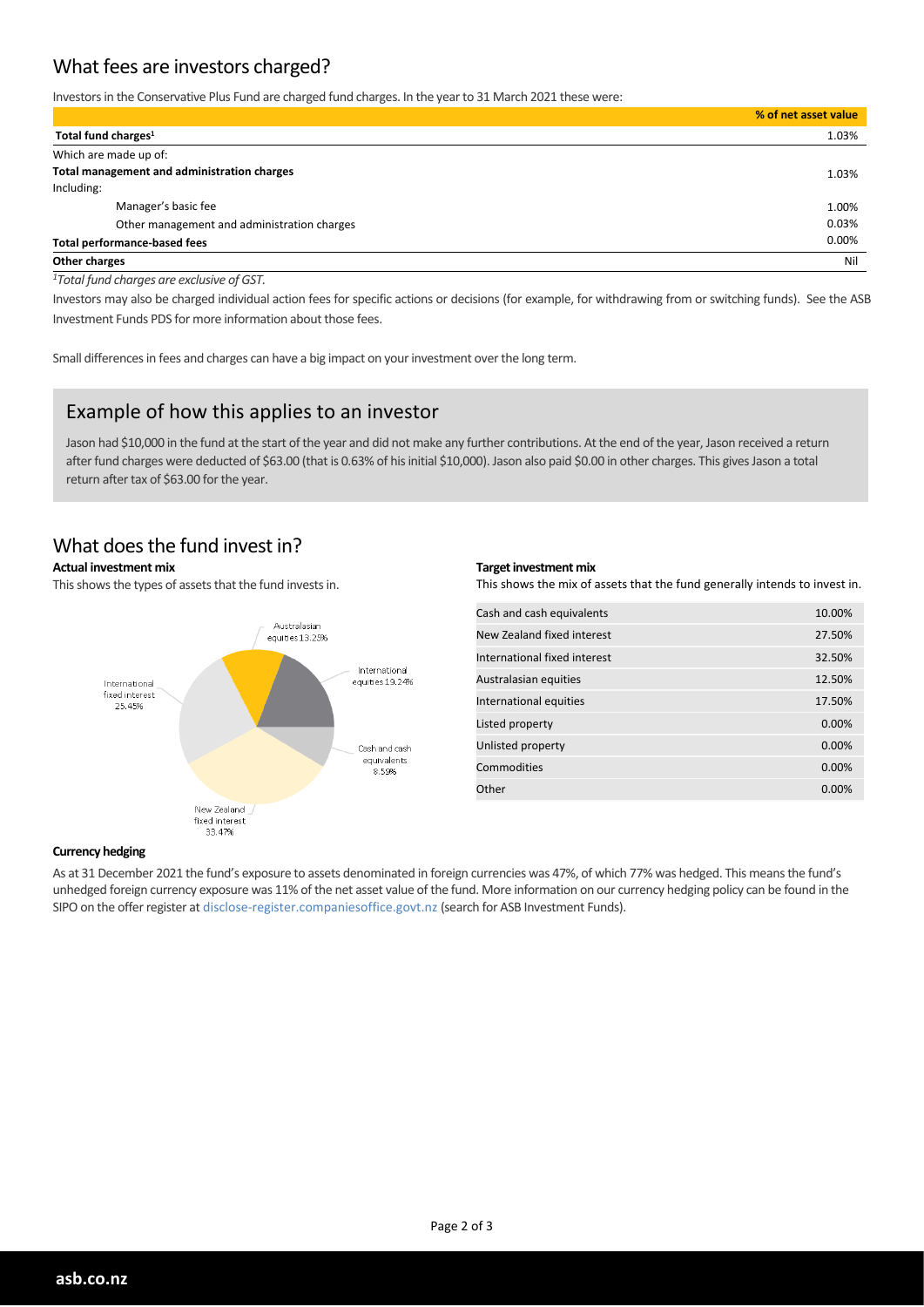## What fees are investors charged?

Investors in the Conservative Plus Fund are charged fund charges. In the year to 31 March 2021 these were:

| | % of net asset value |
|---|---|
| **Total fund charges**[1] | 1.03% |
| Which are made up of: | |
| **Total management and administration charges** | 1.03% |
| Including: | |
| Manager's basic fee | 1.00% |
| Other management and administration charges | 0.03% |
| **Total performance-based fees** | 0.00% |
| **Other charges** | Nil |

*[1]Total fund charges are exclusive of GST.*

Investors may also be charged individual action fees for specific actions or decisions (for example, for withdrawing from or switching funds). See the ASB Investment Funds PDS for more information about those fees.

Small differences in fees and charges can have a big impact on your investment over the long term.

### Example of how this applies to an investor

Jason had $10,000 in the fund at the start of the year and did not make any further contributions. At the end of the year, Jason received a return after fund charges were deducted of $63.00 (that is 0.63% of his initial $10,000). Jason also paid $0.00 in other charges. This gives Jason a total return after tax of $63.00 for the year.

## What does the fund invest in?

**Actual investment mix**

This shows the types of assets that the fund invests in.

| Asset | % |
|---|---|
| Australasian equities | 13.25% |
| International equities | 19.24% |
| Cash and cash equivalents | 8.59% |
| New Zealand fixed interest | 33.47% |
| International fixed interest | 25.45% |

**Target investment mix**

This shows the mix of assets that the fund generally intends to invest in.

| Asset | % |
|---|---|
| Cash and cash equivalents | 10.00% |
| New Zealand fixed interest | 27.50% |
| International fixed interest | 32.50% |
| Australasian equities | 12.50% |
| International equities | 17.50% |
| Listed property | 0.00% |
| Unlisted property | 0.00% |
| Commodities | 0.00% |
| Other | 0.00% |

**Currency hedging**

As at 31 December 2021 the fund's exposure to assets denominated in foreign currencies was 47%, of which 77% was hedged. This means the fund's unhedged foreign currency exposure was 11% of the net asset value of the fund. More information on our currency hedging policy can be found in the SIPO on the offer register at disclose-register.companiesoffice.govt.nz (search for ASB Investment Funds).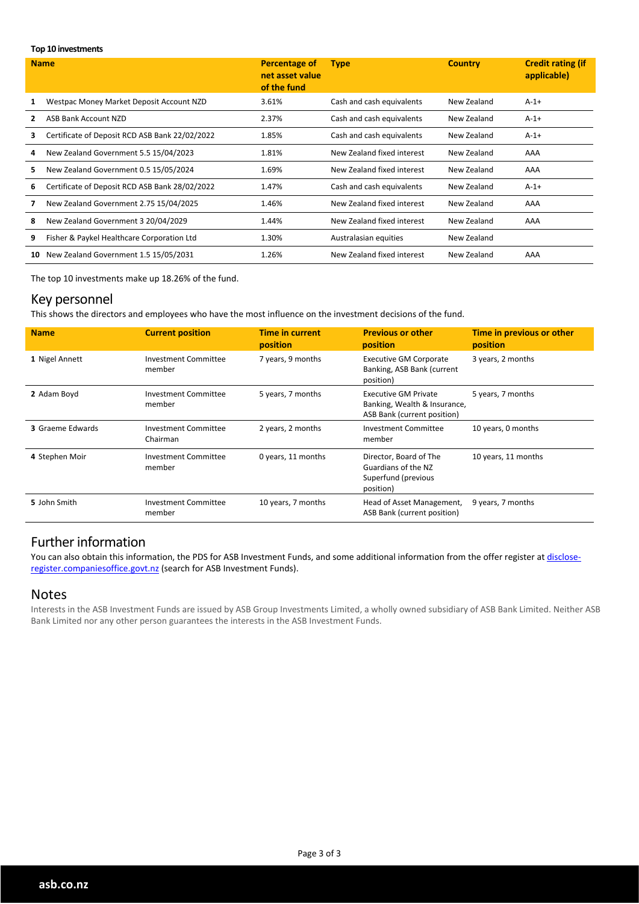**Top 10 investments**

| | Name | Percentage of net asset value of the fund | Type | Country | Credit rating (if applicable) |
|---|---|---|---|---|---|
| 1 | Westpac Money Market Deposit Account NZD | 3.61% | Cash and cash equivalents | New Zealand | A-1+ |
| 2 | ASB Bank Account NZD | 2.37% | Cash and cash equivalents | New Zealand | A-1+ |
| 3 | Certificate of Deposit RCD ASB Bank 22/02/2022 | 1.85% | Cash and cash equivalents | New Zealand | A-1+ |
| 4 | New Zealand Government 5.5 15/04/2023 | 1.81% | New Zealand fixed interest | New Zealand | AAA |
| 5 | New Zealand Government 0.5 15/05/2024 | 1.69% | New Zealand fixed interest | New Zealand | AAA |
| 6 | Certificate of Deposit RCD ASB Bank 28/02/2022 | 1.47% | Cash and cash equivalents | New Zealand | A-1+ |
| 7 | New Zealand Government 2.75 15/04/2025 | 1.46% | New Zealand fixed interest | New Zealand | AAA |
| 8 | New Zealand Government 3 20/04/2029 | 1.44% | New Zealand fixed interest | New Zealand | AAA |
| 9 | Fisher & Paykel Healthcare Corporation Ltd | 1.30% | Australasian equities | New Zealand | |
| 10 | New Zealand Government 1.5 15/05/2031 | 1.26% | New Zealand fixed interest | New Zealand | AAA |

The top 10 investments make up 18.26% of the fund.

## Key personnel

This shows the directors and employees who have the most influence on the investment decisions of the fund.

| Name | Current position | Time in current position | Previous or other position | Time in previous or other position |
|---|---|---|---|---|
| **1** Nigel Annett | Investment Committee member | 7 years, 9 months | Executive GM Corporate Banking, ASB Bank (current position) | 3 years, 2 months |
| **2** Adam Boyd | Investment Committee member | 5 years, 7 months | Executive GM Private Banking, Wealth & Insurance, ASB Bank (current position) | 5 years, 7 months |
| **3** Graeme Edwards | Investment Committee Chairman | 2 years, 2 months | Investment Committee member | 10 years, 0 months |
| **4** Stephen Moir | Investment Committee member | 0 years, 11 months | Director, Board of The Guardians of the NZ Superfund (previous position) | 10 years, 11 months |
| **5** John Smith | Investment Committee member | 10 years, 7 months | Head of Asset Management, ASB Bank (current position) | 9 years, 7 months |

## Further information

You can also obtain this information, the PDS for ASB Investment Funds, and some additional information from the offer register at disclose-register.companiesoffice.govt.nz (search for ASB Investment Funds).

## Notes

Interests in the ASB Investment Funds are issued by ASB Group Investments Limited, a wholly owned subsidiary of ASB Bank Limited. Neither ASB Bank Limited nor any other person guarantees the interests in the ASB Investment Funds.